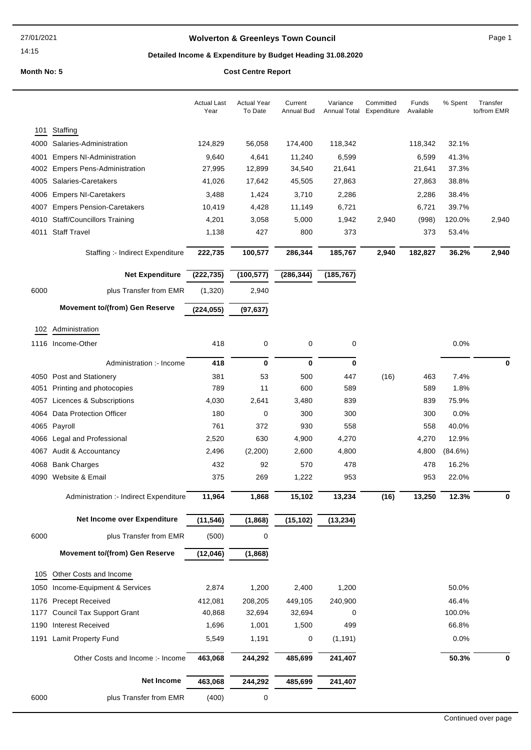27/01/2021
14:15

# Wolverton & Greenleys Town Council

## Detailed Income & Expenditure by Budget Heading 31.08.2020

**Month No: 5** **Cost Centre Report**

| | | Actual Last Year | Actual Year To Date | Current Annual Bud | Variance Annual Total | Committed Expenditure | Funds Available | % Spent | Transfer to/from EMR |
|---|---|---|---|---|---|---|---|---|---|
| 101 | Staffing | | | | | | | | |
| 4000 | Salaries-Administration | 124,829 | 56,058 | 174,400 | 118,342 | | 118,342 | 32.1% | |
| 4001 | Empers NI-Administration | 9,640 | 4,641 | 11,240 | 6,599 | | 6,599 | 41.3% | |
| 4002 | Empers Pens-Administration | 27,995 | 12,899 | 34,540 | 21,641 | | 21,641 | 37.3% | |
| 4005 | Salaries-Caretakers | 41,026 | 17,642 | 45,505 | 27,863 | | 27,863 | 38.8% | |
| 4006 | Empers NI-Caretakers | 3,488 | 1,424 | 3,710 | 2,286 | | 2,286 | 38.4% | |
| 4007 | Empers Pension-Caretakers | 10,419 | 4,428 | 11,149 | 6,721 | | 6,721 | 39.7% | |
| 4010 | Staff/Councillors Training | 4,201 | 3,058 | 5,000 | 1,942 | 2,940 | (998) | 120.0% | 2,940 |
| 4011 | Staff Travel | 1,138 | 427 | 800 | 373 | | 373 | 53.4% | |
| | Staffing :- Indirect Expenditure | **222,735** | **100,577** | **286,344** | **185,767** | **2,940** | **182,827** | **36.2%** | **2,940** |
| | **Net Expenditure** | **(222,735)** | **(100,577)** | **(286,344)** | **(185,767)** | | | | |
| 6000 | plus Transfer from EMR | (1,320) | 2,940 | | | | | | |
| | **Movement to/(from) Gen Reserve** | **(224,055)** | **(97,637)** | | | | | | |
| 102 | Administration | | | | | | | | |
| 1116 | Income-Other | 418 | 0 | 0 | 0 | | | 0.0% | |
| | Administration :- Income | **418** | **0** | **0** | **0** | | | | **0** |
| 4050 | Post and Stationery | 381 | 53 | 500 | 447 | (16) | 463 | 7.4% | |
| 4051 | Printing and photocopies | 789 | 11 | 600 | 589 | | 589 | 1.8% | |
| 4057 | Licences & Subscriptions | 4,030 | 2,641 | 3,480 | 839 | | 839 | 75.9% | |
| 4064 | Data Protection Officer | 180 | 0 | 300 | 300 | | 300 | 0.0% | |
| 4065 | Payroll | 761 | 372 | 930 | 558 | | 558 | 40.0% | |
| 4066 | Legal and Professional | 2,520 | 630 | 4,900 | 4,270 | | 4,270 | 12.9% | |
| 4067 | Audit & Accountancy | 2,496 | (2,200) | 2,600 | 4,800 | | 4,800 | (84.6%) | |
| 4068 | Bank Charges | 432 | 92 | 570 | 478 | | 478 | 16.2% | |
| 4090 | Website & Email | 375 | 269 | 1,222 | 953 | | 953 | 22.0% | |
| | Administration :- Indirect Expenditure | **11,964** | **1,868** | **15,102** | **13,234** | **(16)** | **13,250** | **12.3%** | **0** |
| | **Net Income over Expenditure** | **(11,546)** | **(1,868)** | **(15,102)** | **(13,234)** | | | | |
| 6000 | plus Transfer from EMR | (500) | 0 | | | | | | |
| | **Movement to/(from) Gen Reserve** | **(12,046)** | **(1,868)** | | | | | | |
| 105 | Other Costs and Income | | | | | | | | |
| 1050 | Income-Equipment & Services | 2,874 | 1,200 | 2,400 | 1,200 | | | 50.0% | |
| 1176 | Precept Received | 412,081 | 208,205 | 449,105 | 240,900 | | | 46.4% | |
| 1177 | Council Tax Support Grant | 40,868 | 32,694 | 32,694 | 0 | | | 100.0% | |
| 1190 | Interest Received | 1,696 | 1,001 | 1,500 | 499 | | | 66.8% | |
| 1191 | Lamit Property Fund | 5,549 | 1,191 | 0 | (1,191) | | | 0.0% | |
| | Other Costs and Income :- Income | **463,068** | **244,292** | **485,699** | **241,407** | | | **50.3%** | **0** |
| | **Net Income** | **463,068** | **244,292** | **485,699** | **241,407** | | | | |
| 6000 | plus Transfer from EMR | (400) | 0 | | | | | | |

Continued over page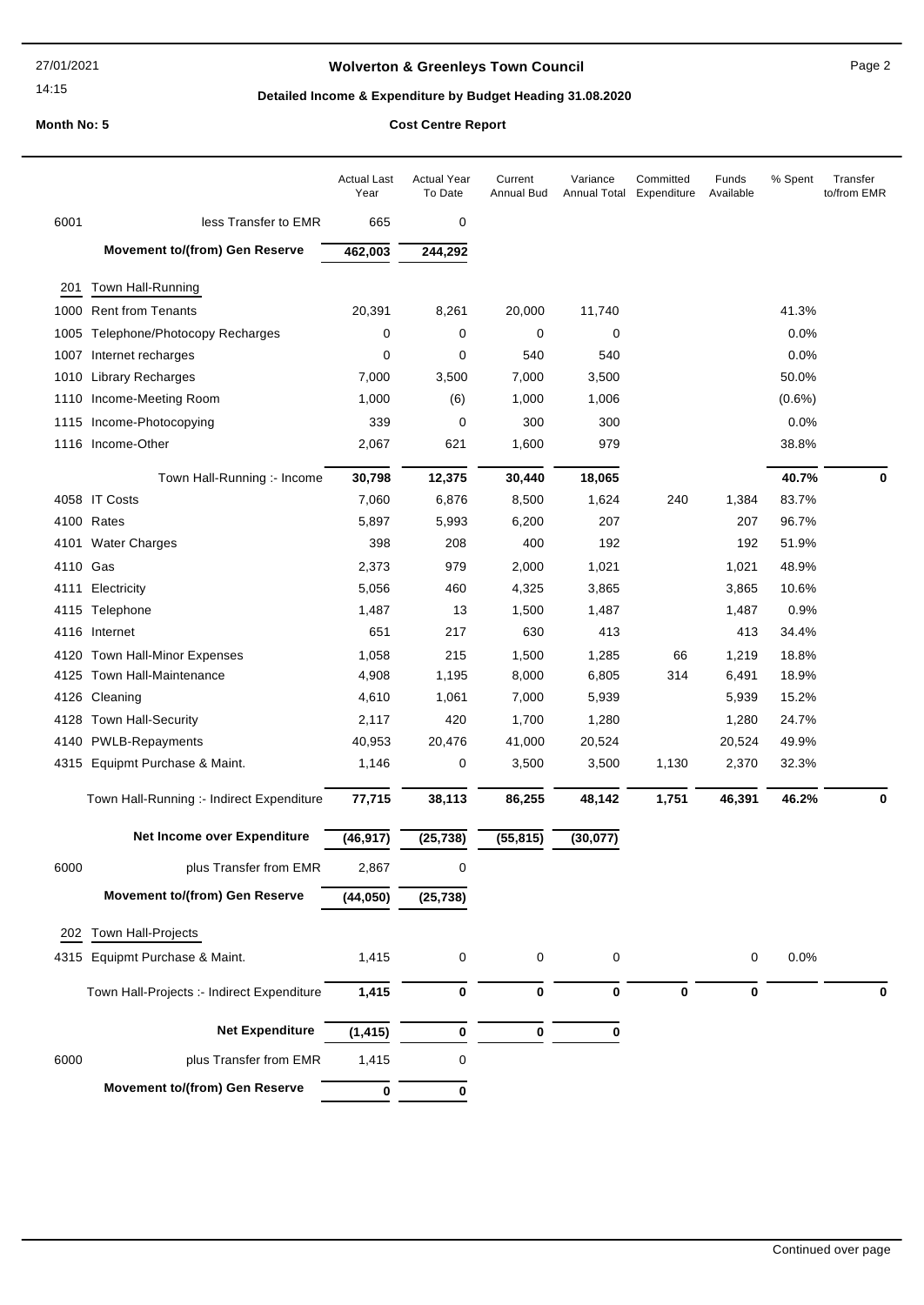# Wolverton & Greenleys Town Council

## Detailed Income & Expenditure by Budget Heading 31.08.2020

**Month No: 5** **Cost Centre Report**

| | | Actual Last Year | Actual Year To Date | Current Annual Bud | Variance Annual Total | Committed Expenditure | Funds Available | % Spent | Transfer to/from EMR |
|---|---|---|---|---|---|---|---|---|---|
| 6001 | less Transfer to EMR | 665 | 0 | | | | | | |
| | **Movement to/(from) Gen Reserve** | **462,003** | **244,292** | | | | | | |
| 201 | Town Hall-Running | | | | | | | | |
| 1000 | Rent from Tenants | 20,391 | 8,261 | 20,000 | 11,740 | | | 41.3% | |
| 1005 | Telephone/Photocopy Recharges | 0 | 0 | 0 | 0 | | | 0.0% | |
| 1007 | Internet recharges | 0 | 0 | 540 | 540 | | | 0.0% | |
| 1010 | Library Recharges | 7,000 | 3,500 | 7,000 | 3,500 | | | 50.0% | |
| 1110 | Income-Meeting Room | 1,000 | (6) | 1,000 | 1,006 | | | (0.6%) | |
| 1115 | Income-Photocopying | 339 | 0 | 300 | 300 | | | 0.0% | |
| 1116 | Income-Other | 2,067 | 621 | 1,600 | 979 | | | 38.8% | |
| | Town Hall-Running :- Income | **30,798** | **12,375** | **30,440** | **18,065** | | | **40.7%** | **0** |
| 4058 | IT Costs | 7,060 | 6,876 | 8,500 | 1,624 | 240 | 1,384 | 83.7% | |
| 4100 | Rates | 5,897 | 5,993 | 6,200 | 207 | | 207 | 96.7% | |
| 4101 | Water Charges | 398 | 208 | 400 | 192 | | 192 | 51.9% | |
| 4110 | Gas | 2,373 | 979 | 2,000 | 1,021 | | 1,021 | 48.9% | |
| 4111 | Electricity | 5,056 | 460 | 4,325 | 3,865 | | 3,865 | 10.6% | |
| 4115 | Telephone | 1,487 | 13 | 1,500 | 1,487 | | 1,487 | 0.9% | |
| 4116 | Internet | 651 | 217 | 630 | 413 | | 413 | 34.4% | |
| 4120 | Town Hall-Minor Expenses | 1,058 | 215 | 1,500 | 1,285 | 66 | 1,219 | 18.8% | |
| 4125 | Town Hall-Maintenance | 4,908 | 1,195 | 8,000 | 6,805 | 314 | 6,491 | 18.9% | |
| 4126 | Cleaning | 4,610 | 1,061 | 7,000 | 5,939 | | 5,939 | 15.2% | |
| 4128 | Town Hall-Security | 2,117 | 420 | 1,700 | 1,280 | | 1,280 | 24.7% | |
| 4140 | PWLB-Repayments | 40,953 | 20,476 | 41,000 | 20,524 | | 20,524 | 49.9% | |
| 4315 | Equipmt Purchase & Maint. | 1,146 | 0 | 3,500 | 3,500 | 1,130 | 2,370 | 32.3% | |
| | Town Hall-Running :- Indirect Expenditure | **77,715** | **38,113** | **86,255** | **48,142** | **1,751** | **46,391** | **46.2%** | **0** |
| | **Net Income over Expenditure** | **(46,917)** | **(25,738)** | **(55,815)** | **(30,077)** | | | | |
| 6000 | plus Transfer from EMR | 2,867 | 0 | | | | | | |
| | **Movement to/(from) Gen Reserve** | **(44,050)** | **(25,738)** | | | | | | |
| 202 | Town Hall-Projects | | | | | | | | |
| 4315 | Equipmt Purchase & Maint. | 1,415 | 0 | 0 | 0 | | 0 | 0.0% | |
| | Town Hall-Projects :- Indirect Expenditure | **1,415** | **0** | **0** | **0** | **0** | **0** | | **0** |
| | **Net Expenditure** | **(1,415)** | **0** | **0** | **0** | | | | |
| 6000 | plus Transfer from EMR | 1,415 | 0 | | | | | | |
| | **Movement to/(from) Gen Reserve** | **0** | **0** | | | | | | |

Continued over page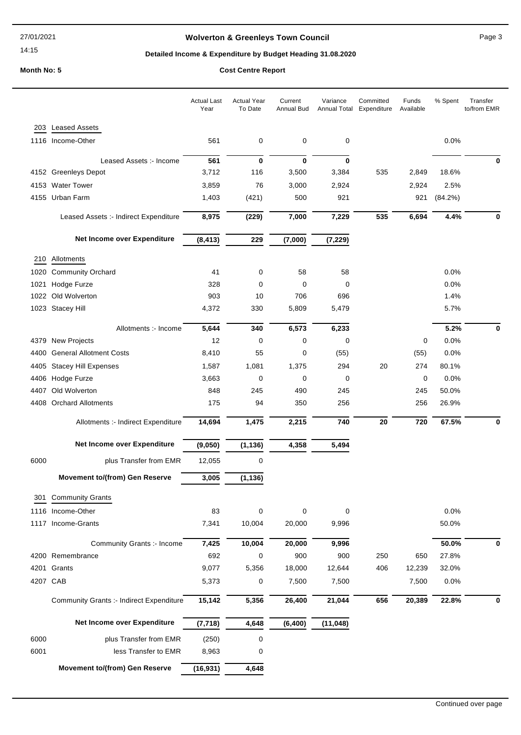**Wolverton & Greenleys Town Council**

**Detailed Income & Expenditure by Budget Heading 31.08.2020**

**Month No: 5** **Cost Centre Report**

| | | Actual Last Year | Actual Year To Date | Current Annual Bud | Variance Annual Total | Committed Expenditure | Funds Available | % Spent | Transfer to/from EMR |
|---|---|---|---|---|---|---|---|---|---|
| **203** | **Leased Assets** | | | | | | | | |
| 1116 | Income-Other | 561 | 0 | 0 | 0 | | | 0.0% | |
| | Leased Assets :- Income | **561** | **0** | **0** | **0** | | | | **0** |
| 4152 | Greenleys Depot | 3,712 | 116 | 3,500 | 3,384 | 535 | 2,849 | 18.6% | |
| 4153 | Water Tower | 3,859 | 76 | 3,000 | 2,924 | | 2,924 | 2.5% | |
| 4155 | Urban Farm | 1,403 | (421) | 500 | 921 | | 921 | (84.2%) | |
| | Leased Assets :- Indirect Expenditure | **8,975** | **(229)** | **7,000** | **7,229** | **535** | **6,694** | **4.4%** | **0** |
| | **Net Income over Expenditure** | **(8,413)** | **229** | **(7,000)** | **(7,229)** | | | | |
| **210** | **Allotments** | | | | | | | | |
| 1020 | Community Orchard | 41 | 0 | 58 | 58 | | | 0.0% | |
| 1021 | Hodge Furze | 328 | 0 | 0 | 0 | | | 0.0% | |
| 1022 | Old Wolverton | 903 | 10 | 706 | 696 | | | 1.4% | |
| 1023 | Stacey Hill | 4,372 | 330 | 5,809 | 5,479 | | | 5.7% | |
| | Allotments :- Income | **5,644** | **340** | **6,573** | **6,233** | | | **5.2%** | **0** |
| 4379 | New Projects | 12 | 0 | 0 | 0 | | 0 | 0.0% | |
| 4400 | General Allotment Costs | 8,410 | 55 | 0 | (55) | | (55) | 0.0% | |
| 4405 | Stacey Hill Expenses | 1,587 | 1,081 | 1,375 | 294 | 20 | 274 | 80.1% | |
| 4406 | Hodge Furze | 3,663 | 0 | 0 | 0 | | 0 | 0.0% | |
| 4407 | Old Wolverton | 848 | 245 | 490 | 245 | | 245 | 50.0% | |
| 4408 | Orchard Allotments | 175 | 94 | 350 | 256 | | 256 | 26.9% | |
| | Allotments :- Indirect Expenditure | **14,694** | **1,475** | **2,215** | **740** | **20** | **720** | **67.5%** | **0** |
| | **Net Income over Expenditure** | **(9,050)** | **(1,136)** | **4,358** | **5,494** | | | | |
| 6000 | plus Transfer from EMR | 12,055 | 0 | | | | | | |
| | **Movement to/(from) Gen Reserve** | **3,005** | **(1,136)** | | | | | | |
| **301** | **Community Grants** | | | | | | | | |
| 1116 | Income-Other | 83 | 0 | 0 | 0 | | | 0.0% | |
| 1117 | Income-Grants | 7,341 | 10,004 | 20,000 | 9,996 | | | 50.0% | |
| | Community Grants :- Income | **7,425** | **10,004** | **20,000** | **9,996** | | | **50.0%** | **0** |
| 4200 | Remembrance | 692 | 0 | 900 | 900 | 250 | 650 | 27.8% | |
| 4201 | Grants | 9,077 | 5,356 | 18,000 | 12,644 | 406 | 12,239 | 32.0% | |
| 4207 | CAB | 5,373 | 0 | 7,500 | 7,500 | | 7,500 | 0.0% | |
| | Community Grants :- Indirect Expenditure | **15,142** | **5,356** | **26,400** | **21,044** | **656** | **20,389** | **22.8%** | **0** |
| | **Net Income over Expenditure** | **(7,718)** | **4,648** | **(6,400)** | **(11,048)** | | | | |
| 6000 | plus Transfer from EMR | (250) | 0 | | | | | | |
| 6001 | less Transfer to EMR | 8,963 | 0 | | | | | | |
| | **Movement to/(from) Gen Reserve** | **(16,931)** | **4,648** | | | | | | |

Continued over page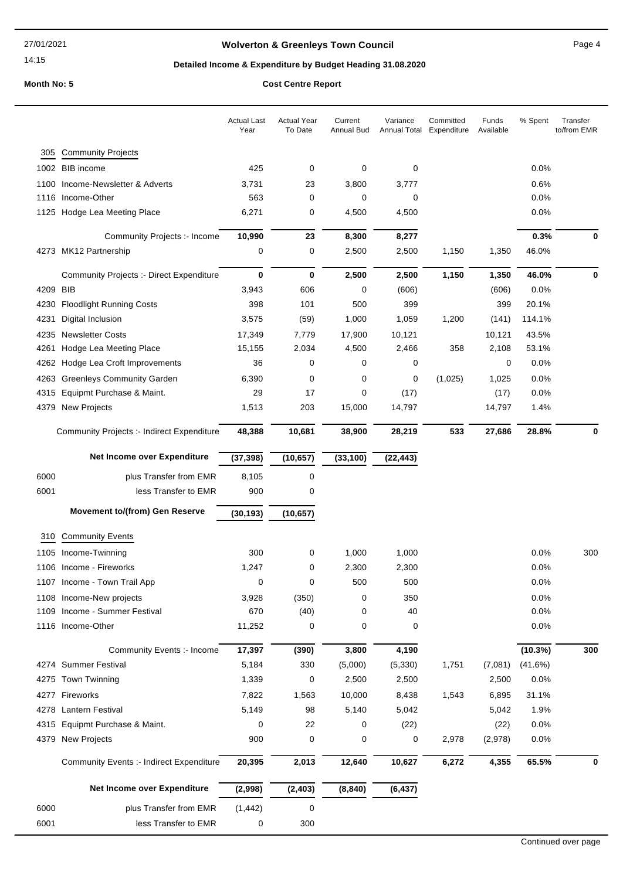# Wolverton & Greenleys Town Council

## Detailed Income & Expenditure by Budget Heading 31.08.2020

**Month No: 5** **Cost Centre Report**

| | | Actual Last Year | Actual Year To Date | Current Annual Bud | Variance Annual Total | Committed Expenditure | Funds Available | % Spent | Transfer to/from EMR |
|---|---|---|---|---|---|---|---|---|---|
| **305** | **Community Projects** | | | | | | | | |
| 1002 | BIB income | 425 | 0 | 0 | 0 | | | 0.0% | |
| 1100 | Income-Newsletter & Adverts | 3,731 | 23 | 3,800 | 3,777 | | | 0.6% | |
| 1116 | Income-Other | 563 | 0 | 0 | 0 | | | 0.0% | |
| 1125 | Hodge Lea Meeting Place | 6,271 | 0 | 4,500 | 4,500 | | | 0.0% | |
| | Community Projects :- Income | **10,990** | **23** | **8,300** | **8,277** | | | **0.3%** | **0** |
| 4273 | MK12 Partnership | 0 | 0 | 2,500 | 2,500 | 1,150 | 1,350 | 46.0% | |
| | Community Projects :- Direct Expenditure | **0** | **0** | **2,500** | **2,500** | **1,150** | **1,350** | **46.0%** | **0** |
| 4209 | BIB | 3,943 | 606 | 0 | (606) | | (606) | 0.0% | |
| 4230 | Floodlight Running Costs | 398 | 101 | 500 | 399 | | 399 | 20.1% | |
| 4231 | Digital Inclusion | 3,575 | (59) | 1,000 | 1,059 | 1,200 | (141) | 114.1% | |
| 4235 | Newsletter Costs | 17,349 | 7,779 | 17,900 | 10,121 | | 10,121 | 43.5% | |
| 4261 | Hodge Lea Meeting Place | 15,155 | 2,034 | 4,500 | 2,466 | 358 | 2,108 | 53.1% | |
| 4262 | Hodge Lea Croft Improvements | 36 | 0 | 0 | 0 | | 0 | 0.0% | |
| 4263 | Greenleys Community Garden | 6,390 | 0 | 0 | 0 | (1,025) | 1,025 | 0.0% | |
| 4315 | Equipmt Purchase & Maint. | 29 | 17 | 0 | (17) | | (17) | 0.0% | |
| 4379 | New Projects | 1,513 | 203 | 15,000 | 14,797 | | 14,797 | 1.4% | |
| | Community Projects :- Indirect Expenditure | **48,388** | **10,681** | **38,900** | **28,219** | **533** | **27,686** | **28.8%** | **0** |
| | **Net Income over Expenditure** | **(37,398)** | **(10,657)** | **(33,100)** | **(22,443)** | | | | |
| 6000 | plus Transfer from EMR | 8,105 | 0 | | | | | | |
| 6001 | less Transfer to EMR | 900 | 0 | | | | | | |
| | **Movement to/(from) Gen Reserve** | **(30,193)** | **(10,657)** | | | | | | |
| **310** | **Community Events** | | | | | | | | |
| 1105 | Income-Twinning | 300 | 0 | 1,000 | 1,000 | | | 0.0% | 300 |
| 1106 | Income - Fireworks | 1,247 | 0 | 2,300 | 2,300 | | | 0.0% | |
| 1107 | Income - Town Trail App | 0 | 0 | 500 | 500 | | | 0.0% | |
| 1108 | Income-New projects | 3,928 | (350) | 0 | 350 | | | 0.0% | |
| 1109 | Income - Summer Festival | 670 | (40) | 0 | 40 | | | 0.0% | |
| 1116 | Income-Other | 11,252 | 0 | 0 | 0 | | | 0.0% | |
| | Community Events :- Income | **17,397** | **(390)** | **3,800** | **4,190** | | | **(10.3%)** | **300** |
| 4274 | Summer Festival | 5,184 | 330 | (5,000) | (5,330) | 1,751 | (7,081) | (41.6%) | |
| 4275 | Town Twinning | 1,339 | 0 | 2,500 | 2,500 | | 2,500 | 0.0% | |
| 4277 | Fireworks | 7,822 | 1,563 | 10,000 | 8,438 | 1,543 | 6,895 | 31.1% | |
| 4278 | Lantern Festival | 5,149 | 98 | 5,140 | 5,042 | | 5,042 | 1.9% | |
| 4315 | Equipmt Purchase & Maint. | 0 | 22 | 0 | (22) | | (22) | 0.0% | |
| 4379 | New Projects | 900 | 0 | 0 | 0 | 2,978 | (2,978) | 0.0% | |
| | Community Events :- Indirect Expenditure | **20,395** | **2,013** | **12,640** | **10,627** | **6,272** | **4,355** | **65.5%** | **0** |
| | **Net Income over Expenditure** | **(2,998)** | **(2,403)** | **(8,840)** | **(6,437)** | | | | |
| 6000 | plus Transfer from EMR | (1,442) | 0 | | | | | | |
| 6001 | less Transfer to EMR | 0 | 300 | | | | | | |

Continued over page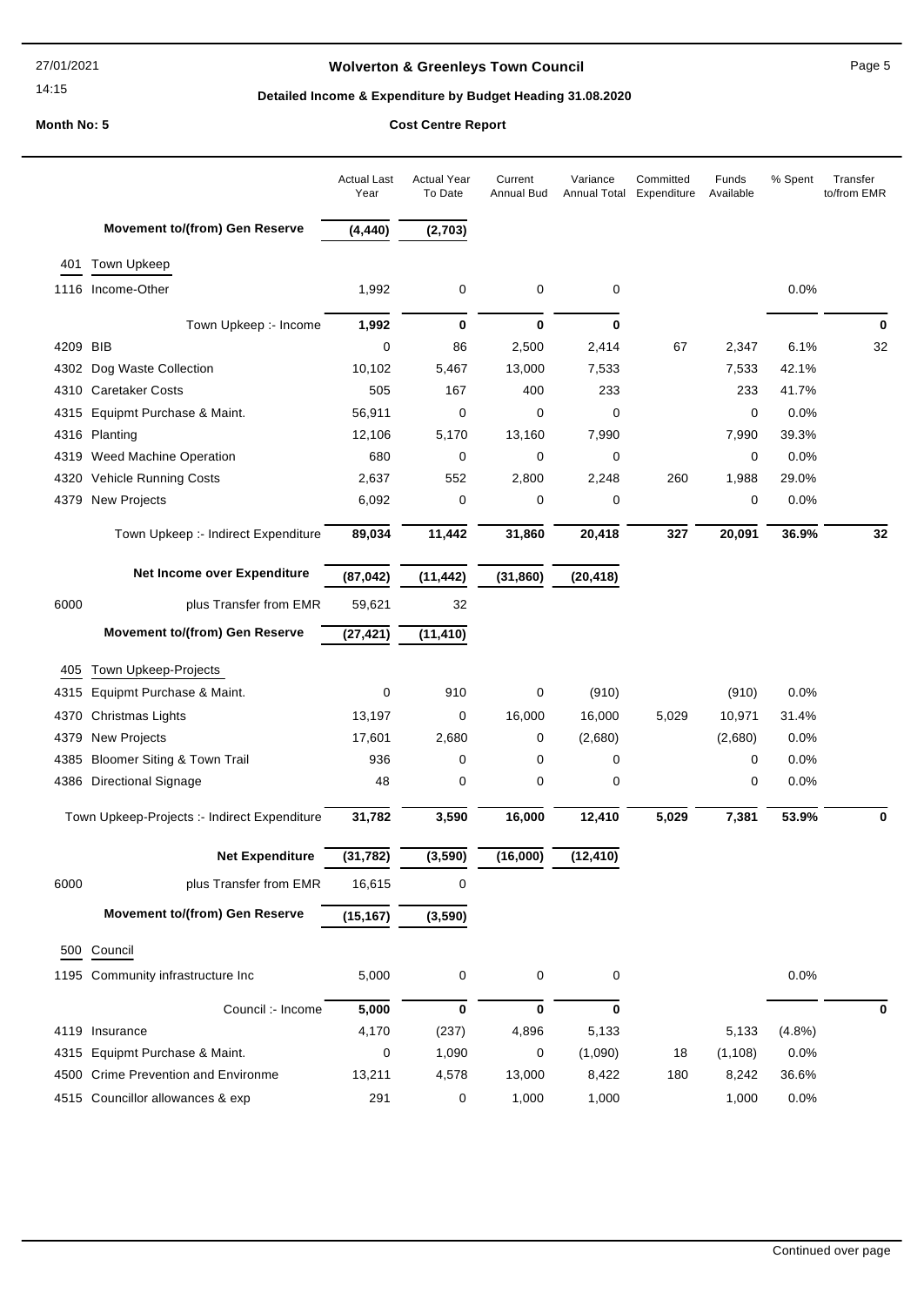**Wolverton & Greenleys Town Council**

**Detailed Income & Expenditure by Budget Heading 31.08.2020**

**Month No: 5** **Cost Centre Report**

| | | Actual Last Year | Actual Year To Date | Current Annual Bud | Variance Annual Total | Committed Expenditure | Funds Available | % Spent | Transfer to/from EMR |
|---|---|---|---|---|---|---|---|---|---|
| | **Movement to/(from) Gen Reserve** | **(4,440)** | **(2,703)** | | | | | | |
| 401 | Town Upkeep | | | | | | | | |
| 1116 | Income-Other | 1,992 | 0 | 0 | 0 | | | 0.0% | |
| | Town Upkeep :- Income | **1,992** | **0** | **0** | **0** | | | | **0** |
| 4209 | BIB | 0 | 86 | 2,500 | 2,414 | 67 | 2,347 | 6.1% | 32 |
| 4302 | Dog Waste Collection | 10,102 | 5,467 | 13,000 | 7,533 | | 7,533 | 42.1% | |
| 4310 | Caretaker Costs | 505 | 167 | 400 | 233 | | 233 | 41.7% | |
| 4315 | Equipmt Purchase & Maint. | 56,911 | 0 | 0 | 0 | | 0 | 0.0% | |
| 4316 | Planting | 12,106 | 5,170 | 13,160 | 7,990 | | 7,990 | 39.3% | |
| 4319 | Weed Machine Operation | 680 | 0 | 0 | 0 | | 0 | 0.0% | |
| 4320 | Vehicle Running Costs | 2,637 | 552 | 2,800 | 2,248 | 260 | 1,988 | 29.0% | |
| 4379 | New Projects | 6,092 | 0 | 0 | 0 | | 0 | 0.0% | |
| | Town Upkeep :- Indirect Expenditure | **89,034** | **11,442** | **31,860** | **20,418** | **327** | **20,091** | **36.9%** | **32** |
| | **Net Income over Expenditure** | **(87,042)** | **(11,442)** | **(31,860)** | **(20,418)** | | | | |
| 6000 | plus Transfer from EMR | 59,621 | 32 | | | | | | |
| | **Movement to/(from) Gen Reserve** | **(27,421)** | **(11,410)** | | | | | | |
| 405 | Town Upkeep-Projects | | | | | | | | |
| 4315 | Equipmt Purchase & Maint. | 0 | 910 | 0 | (910) | | (910) | 0.0% | |
| 4370 | Christmas Lights | 13,197 | 0 | 16,000 | 16,000 | 5,029 | 10,971 | 31.4% | |
| 4379 | New Projects | 17,601 | 2,680 | 0 | (2,680) | | (2,680) | 0.0% | |
| 4385 | Bloomer Siting & Town Trail | 936 | 0 | 0 | 0 | | 0 | 0.0% | |
| 4386 | Directional Signage | 48 | 0 | 0 | 0 | | 0 | 0.0% | |
| | Town Upkeep-Projects :- Indirect Expenditure | **31,782** | **3,590** | **16,000** | **12,410** | **5,029** | **7,381** | **53.9%** | **0** |
| | **Net Expenditure** | **(31,782)** | **(3,590)** | **(16,000)** | **(12,410)** | | | | |
| 6000 | plus Transfer from EMR | 16,615 | 0 | | | | | | |
| | **Movement to/(from) Gen Reserve** | **(15,167)** | **(3,590)** | | | | | | |
| 500 | Council | | | | | | | | |
| 1195 | Community infrastructure Inc | 5,000 | 0 | 0 | 0 | | | 0.0% | |
| | Council :- Income | **5,000** | **0** | **0** | **0** | | | | **0** |
| 4119 | Insurance | 4,170 | (237) | 4,896 | 5,133 | | 5,133 | (4.8%) | |
| 4315 | Equipmt Purchase & Maint. | 0 | 1,090 | 0 | (1,090) | 18 | (1,108) | 0.0% | |
| 4500 | Crime Prevention and Environme | 13,211 | 4,578 | 13,000 | 8,422 | 180 | 8,242 | 36.6% | |
| 4515 | Councillor allowances & exp | 291 | 0 | 1,000 | 1,000 | | 1,000 | 0.0% | |

Continued over page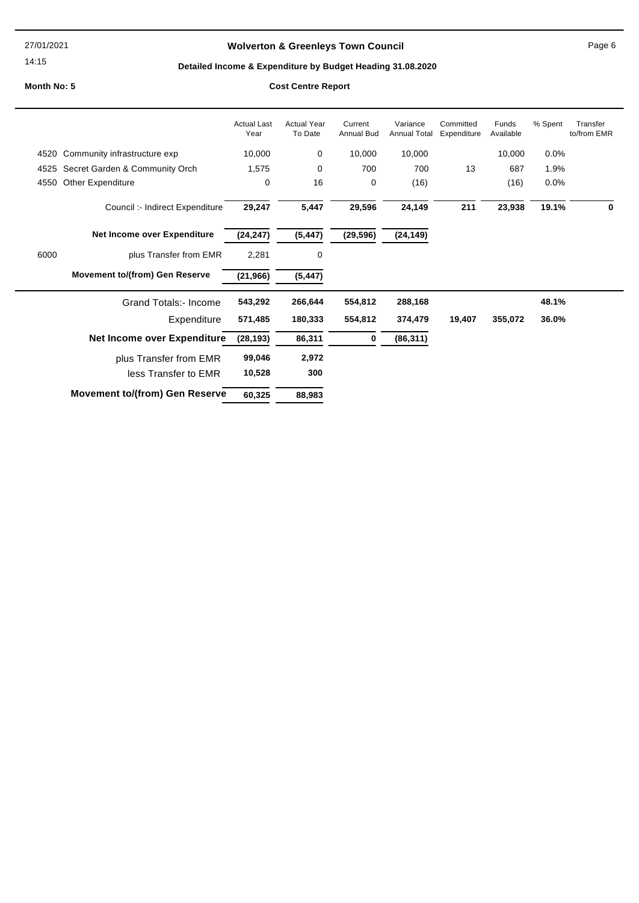# Wolverton & Greenleys Town Council

## Detailed Income & Expenditure by Budget Heading 31.08.2020

**Month No: 5** | **Cost Centre Report**

| | | Actual Last Year | Actual Year To Date | Current Annual Bud | Variance Annual Total | Committed Expenditure | Funds Available | % Spent | Transfer to/from EMR |
|---|---|---|---|---|---|---|---|---|---|
| 4520 | Community infrastructure exp | 10,000 | 0 | 10,000 | 10,000 | | 10,000 | 0.0% | |
| 4525 | Secret Garden & Community Orch | 1,575 | 0 | 700 | 700 | 13 | 687 | 1.9% | |
| 4550 | Other Expenditure | 0 | 16 | 0 | (16) | | (16) | 0.0% | |
| | Council :- Indirect Expenditure | **29,247** | **5,447** | **29,596** | **24,149** | **211** | **23,938** | **19.1%** | **0** |
| | **Net Income over Expenditure** | **(24,247)** | **(5,447)** | **(29,596)** | **(24,149)** | | | | |
| 6000 | plus Transfer from EMR | 2,281 | 0 | | | | | | |
| | **Movement to/(from) Gen Reserve** | **(21,966)** | **(5,447)** | | | | | | |

| | Actual Last Year | Actual Year To Date | Current Annual Bud | Variance Annual Total | Committed Expenditure | Funds Available | % Spent | Transfer to/from EMR |
|---|---|---|---|---|---|---|---|---|
| Grand Totals:- Income | **543,292** | **266,644** | **554,812** | **288,168** | | | **48.1%** | |
| Expenditure | **571,485** | **180,333** | **554,812** | **374,479** | **19,407** | **355,072** | **36.0%** | |
| **Net Income over Expenditure** | **(28,193)** | **86,311** | **0** | **(86,311)** | | | | |
| plus Transfer from EMR | **99,046** | **2,972** | | | | | | |
| less Transfer to EMR | **10,528** | **300** | | | | | | |
| **Movement to/(from) Gen Reserve** | **60,325** | **88,983** | | | | | | |